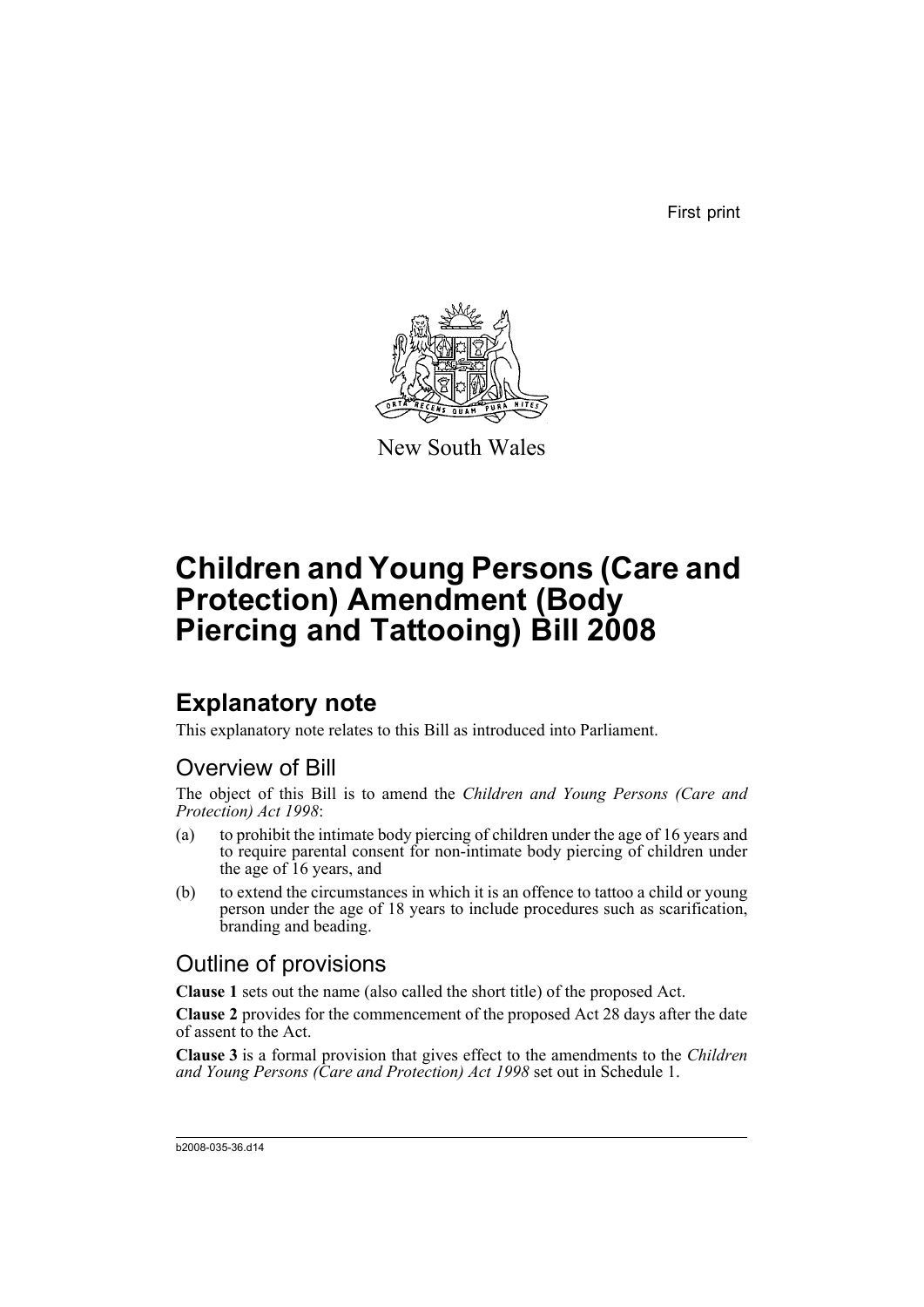First print

New South Wales

# Children and Young Persons (Care and Protection) Amendment (Body Piercing and Tattooing) Bill 2008

## Explanatory note

This explanatory note relates to this Bill as introduced into Parliament.

### Overview of Bill

The object of this Bill is to amend the *Children and Young Persons (Care and Protection) Act 1998*:

(a) to prohibit the intimate body piercing of children under the age of 16 years and to require parental consent for non-intimate body piercing of children under the age of 16 years, and

(b) to extend the circumstances in which it is an offence to tattoo a child or young person under the age of 18 years to include procedures such as scarification, branding and beading.

### Outline of provisions

**Clause 1** sets out the name (also called the short title) of the proposed Act.

**Clause 2** provides for the commencement of the proposed Act 28 days after the date of assent to the Act.

**Clause 3** is a formal provision that gives effect to the amendments to the *Children and Young Persons (Care and Protection) Act 1998* set out in Schedule 1.

b2008-035-36.d14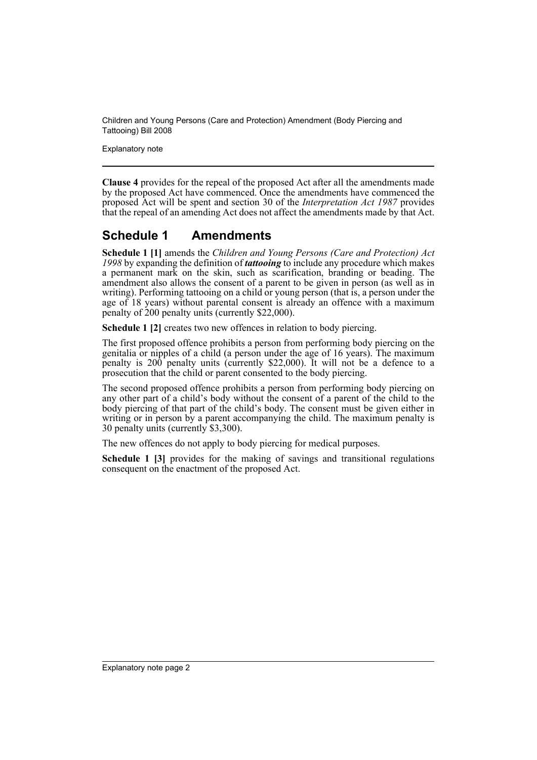**Clause 4** provides for the repeal of the proposed Act after all the amendments made by the proposed Act have commenced. Once the amendments have commenced the proposed Act will be spent and section 30 of the *Interpretation Act 1987* provides that the repeal of an amending Act does not affect the amendments made by that Act.

## Schedule 1 Amendments

**Schedule 1 [1]** amends the *Children and Young Persons (Care and Protection) Act 1998* by expanding the definition of ***tattooing*** to include any procedure which makes a permanent mark on the skin, such as scarification, branding or beading. The amendment also allows the consent of a parent to be given in person (as well as in writing). Performing tattooing on a child or young person (that is, a person under the age of 18 years) without parental consent is already an offence with a maximum penalty of 200 penalty units (currently $22,000).

**Schedule 1 [2]** creates two new offences in relation to body piercing.

The first proposed offence prohibits a person from performing body piercing on the genitalia or nipples of a child (a person under the age of 16 years). The maximum penalty is 200 penalty units (currently $22,000). It will not be a defence to a prosecution that the child or parent consented to the body piercing.

The second proposed offence prohibits a person from performing body piercing on any other part of a child's body without the consent of a parent of the child to the body piercing of that part of the child's body. The consent must be given either in writing or in person by a parent accompanying the child. The maximum penalty is 30 penalty units (currently $3,300).

The new offences do not apply to body piercing for medical purposes.

**Schedule 1 [3]** provides for the making of savings and transitional regulations consequent on the enactment of the proposed Act.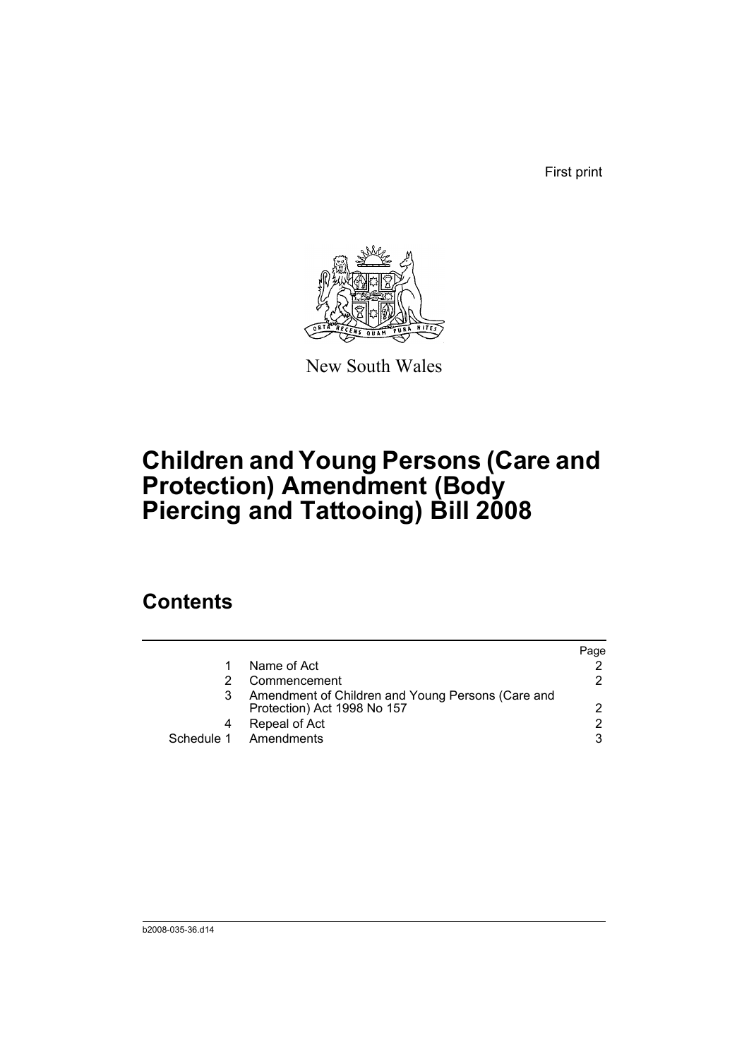First print

New South Wales

# Children and Young Persons (Care and Protection) Amendment (Body Piercing and Tattooing) Bill 2008

## Contents

| | | Page |
|---|---|---|
| 1 | Name of Act | 2 |
| 2 | Commencement | 2 |
| 3 | Amendment of Children and Young Persons (Care and Protection) Act 1998 No 157 | 2 |
| 4 | Repeal of Act | 2 |
| Schedule 1 | Amendments | 3 |

b2008-035-36.d14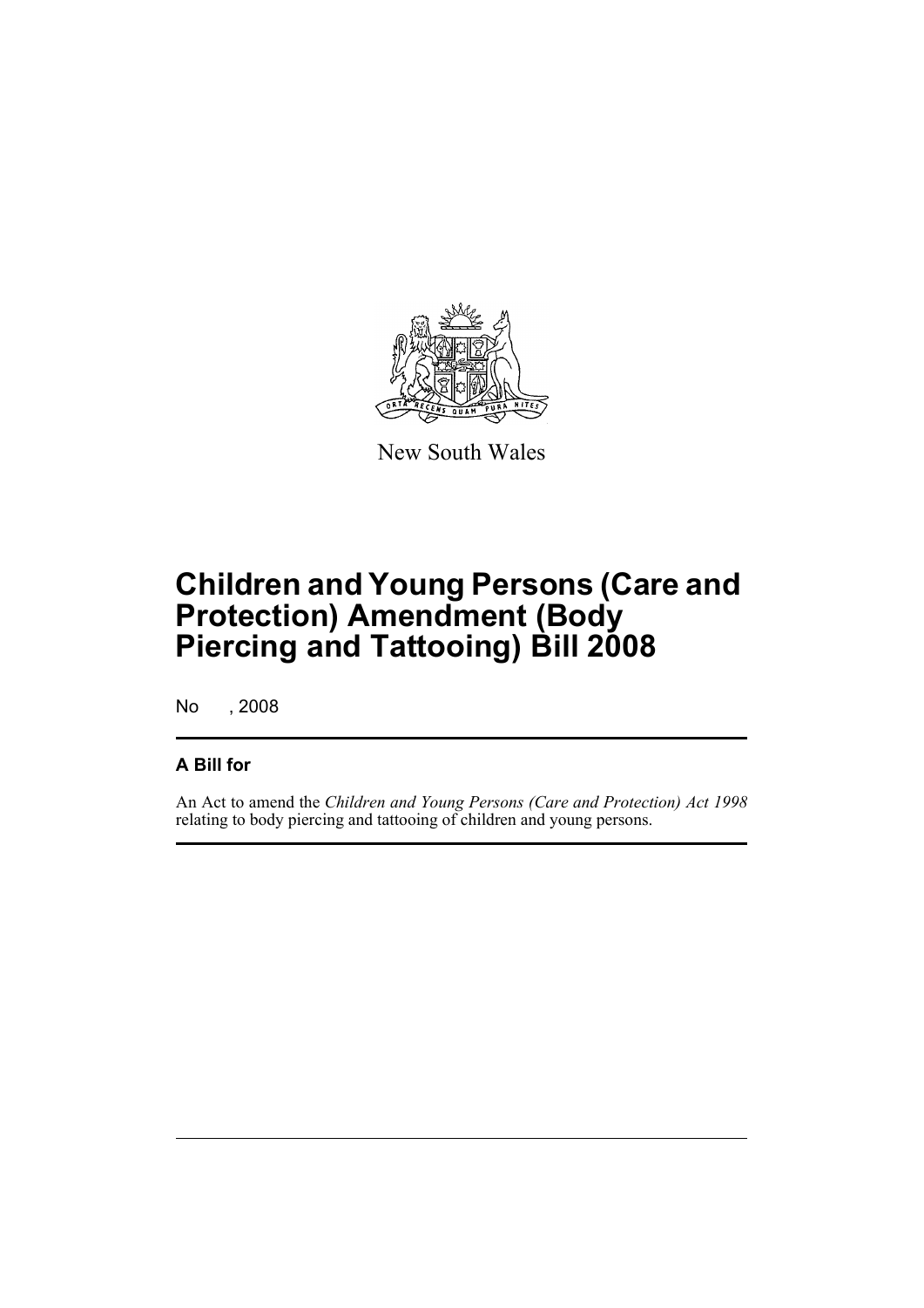New South Wales

# Children and Young Persons (Care and Protection) Amendment (Body Piercing and Tattooing) Bill 2008

No , 2008

## A Bill for

An Act to amend the *Children and Young Persons (Care and Protection) Act 1998* relating to body piercing and tattooing of children and young persons.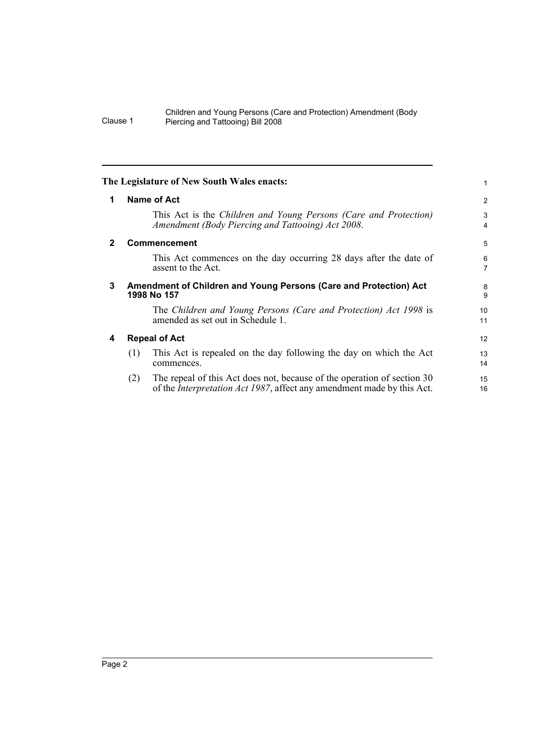**The Legislature of New South Wales enacts:**

## 1 Name of Act

This Act is the *Children and Young Persons (Care and Protection) Amendment (Body Piercing and Tattooing) Act 2008*.

## 2 Commencement

This Act commences on the day occurring 28 days after the date of assent to the Act.

## 3 Amendment of Children and Young Persons (Care and Protection) Act 1998 No 157

The *Children and Young Persons (Care and Protection) Act 1998* is amended as set out in Schedule 1.

## 4 Repeal of Act

(1) This Act is repealed on the day following the day on which the Act commences.

(2) The repeal of this Act does not, because of the operation of section 30 of the *Interpretation Act 1987*, affect any amendment made by this Act.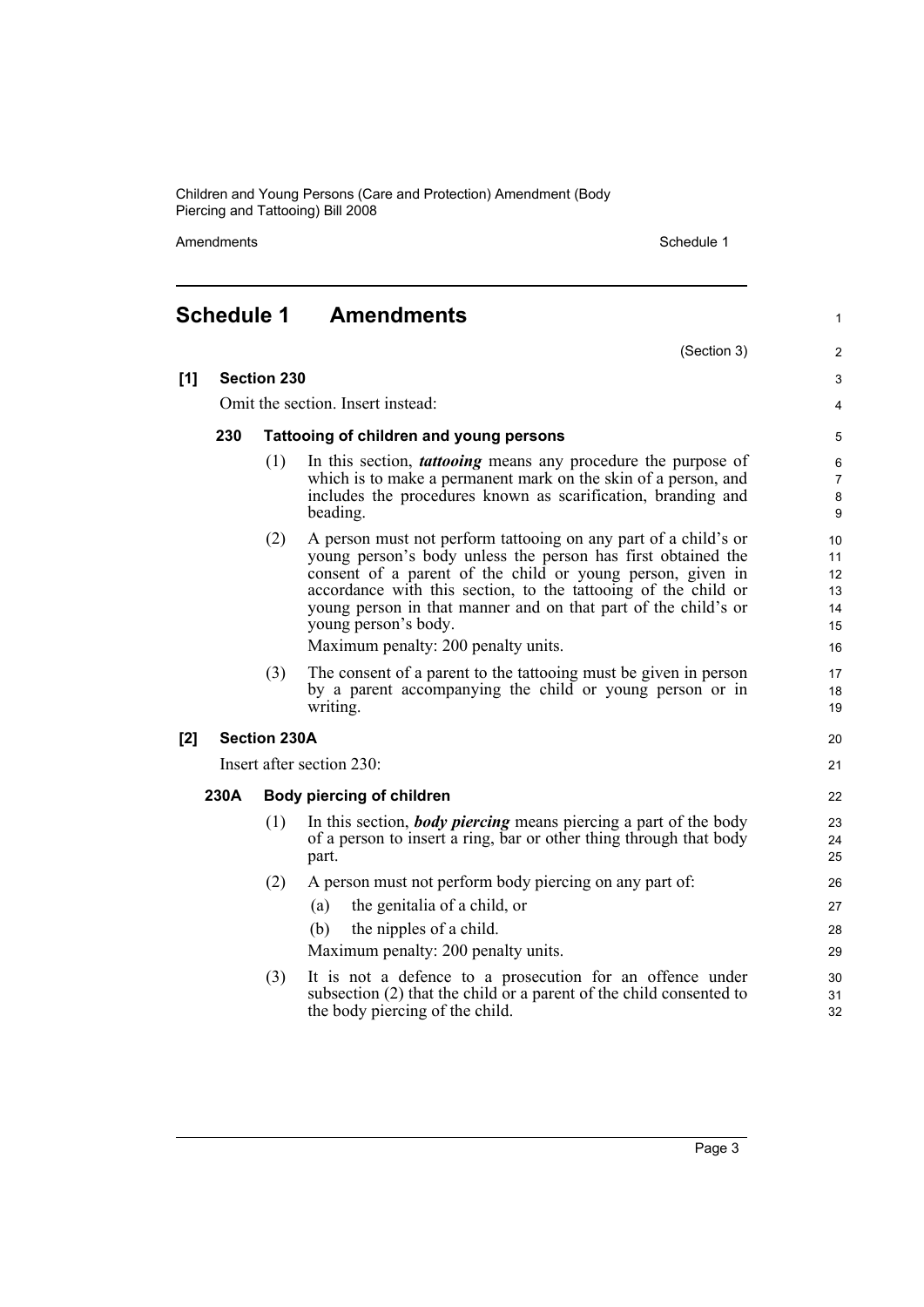# Schedule 1 Amendments

(Section 3)

**[1] Section 230**

Omit the section. Insert instead:

**230 Tattooing of children and young persons**

(1) In this section, ***tattooing*** means any procedure the purpose of which is to make a permanent mark on the skin of a person, and includes the procedures known as scarification, branding and beading.

(2) A person must not perform tattooing on any part of a child's or young person's body unless the person has first obtained the consent of a parent of the child or young person, given in accordance with this section, to the tattooing of the child or young person in that manner and on that part of the child's or young person's body.

Maximum penalty: 200 penalty units.

(3) The consent of a parent to the tattooing must be given in person by a parent accompanying the child or young person or in writing.

**[2] Section 230A**

Insert after section 230:

**230A Body piercing of children**

(1) In this section, ***body piercing*** means piercing a part of the body of a person to insert a ring, bar or other thing through that body part.

(2) A person must not perform body piercing on any part of:

(a) the genitalia of a child, or

(b) the nipples of a child.

Maximum penalty: 200 penalty units.

(3) It is not a defence to a prosecution for an offence under subsection (2) that the child or a parent of the child consented to the body piercing of the child.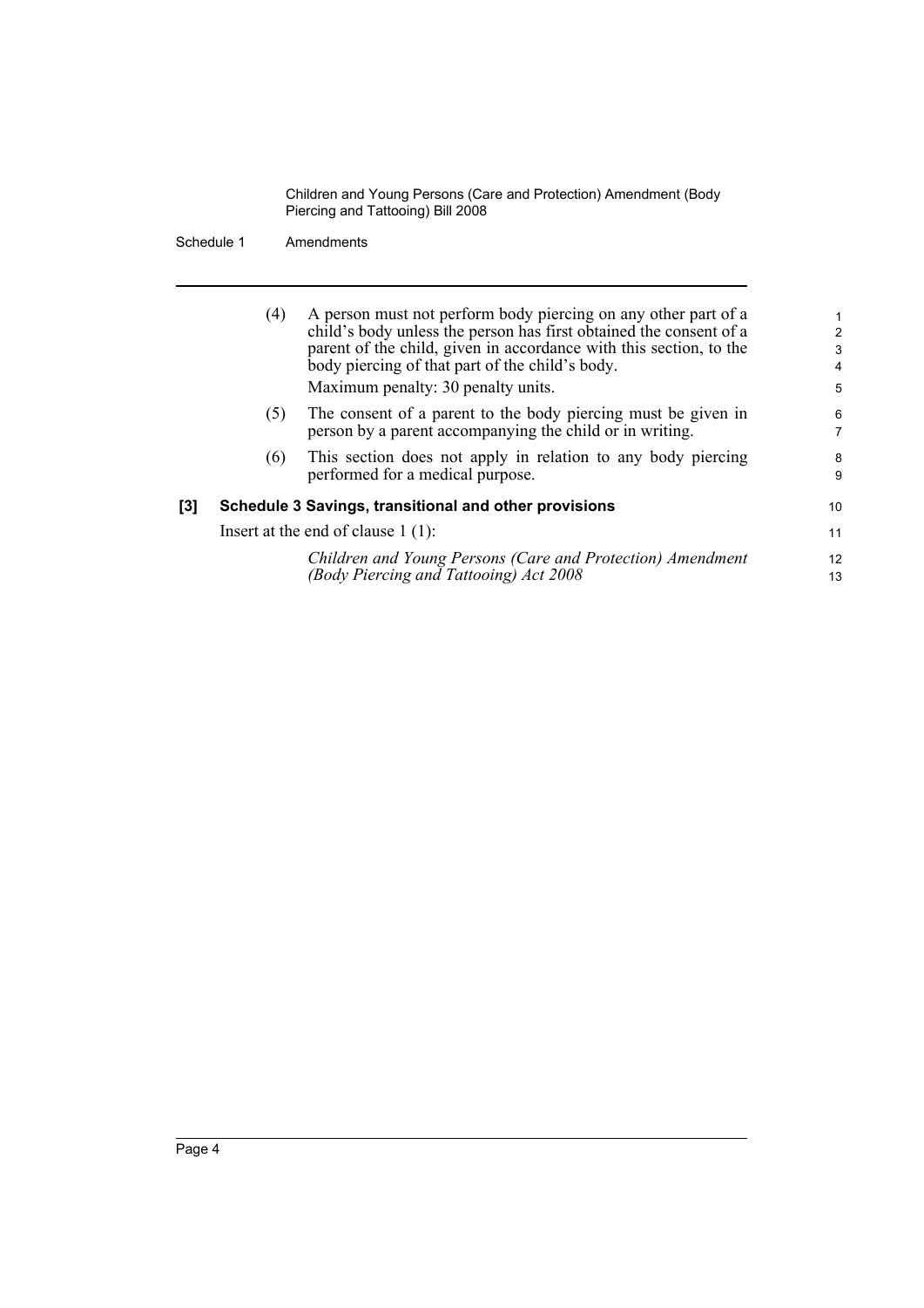(4) A person must not perform body piercing on any other part of a child's body unless the person has first obtained the consent of a parent of the child, given in accordance with this section, to the body piercing of that part of the child's body.

Maximum penalty: 30 penalty units.

(5) The consent of a parent to the body piercing must be given in person by a parent accompanying the child or in writing.

(6) This section does not apply in relation to any body piercing performed for a medical purpose.

**[3] Schedule 3 Savings, transitional and other provisions**

Insert at the end of clause 1 (1):

*Children and Young Persons (Care and Protection) Amendment (Body Piercing and Tattooing) Act 2008*